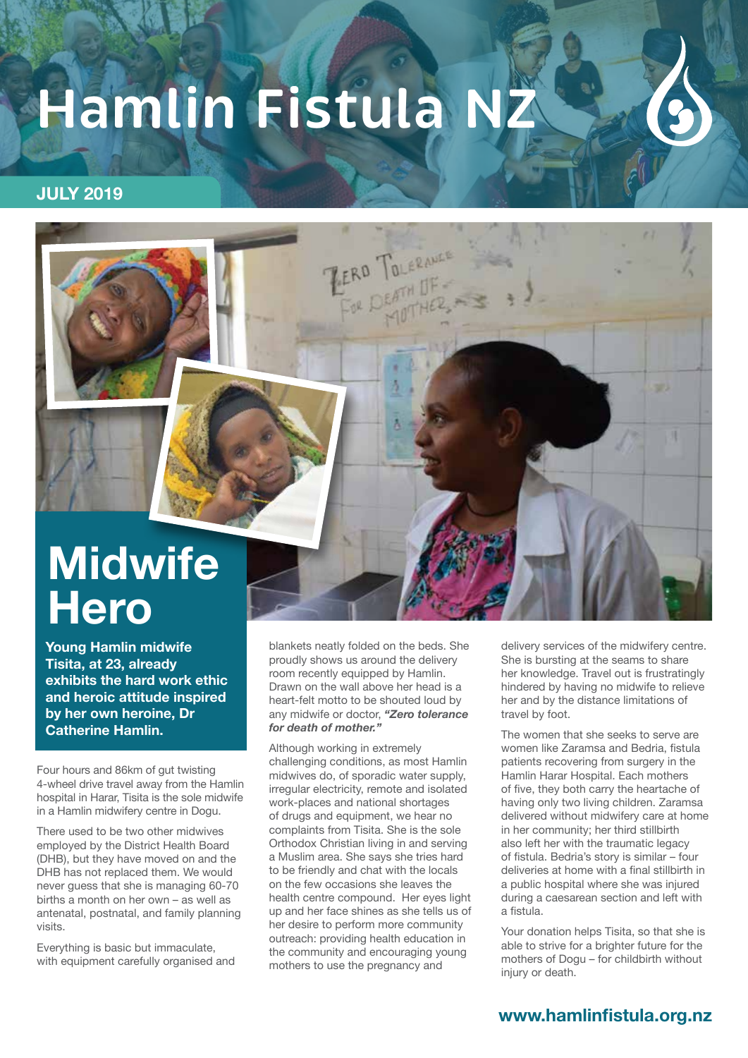# Hamlin Fistula NZ

**JULY 2019**

## Midwife Hero

**Young Hamlin midwife Tisita, at 23, already exhibits the hard work ethic and heroic attitude inspired by her own heroine, Dr Catherine Hamlin.**

Four hours and 86km of gut twisting 4-wheel drive travel away from the Hamlin hospital in Harar, Tisita is the sole midwife in a Hamlin midwifery centre in Dogu.

There used to be two other midwives employed by the District Health Board (DHB), but they have moved on and the DHB has not replaced them. We would never guess that she is managing 60-70 births a month on her own – as well as antenatal, postnatal, and family planning visits.

Everything is basic but immaculate, with equipment carefully organised and blankets neatly folded on the beds. She proudly shows us around the delivery room recently equipped by Hamlin. Drawn on the wall above her head is a heart-felt motto to be shouted loud by any midwife or doctor, ***"Zero tolerance for death of mother."***

Although working in extremely challenging conditions, as most Hamlin midwives do, of sporadic water supply, irregular electricity, remote and isolated work-places and national shortages of drugs and equipment, we hear no complaints from Tisita. She is the sole Orthodox Christian living in and serving a Muslim area. She says she tries hard to be friendly and chat with the locals on the few occasions she leaves the health centre compound. Her eyes light up and her face shines as she tells us of her desire to perform more community outreach: providing health education in the community and encouraging young mothers to use the pregnancy and delivery services of the midwifery centre. She is bursting at the seams to share her knowledge. Travel out is frustratingly hindered by having no midwife to relieve her and by the distance limitations of travel by foot.

The women that she seeks to serve are women like Zaramsa and Bedria, fistula patients recovering from surgery in the Hamlin Harar Hospital. Each mothers of five, they both carry the heartache of having only two living children. Zaramsa delivered without midwifery care at home in her community; her third stillbirth also left her with the traumatic legacy of fistula. Bedria's story is similar – four deliveries at home with a final stillbirth in a public hospital where she was injured during a caesarean section and left with a fistula.

Your donation helps Tisita, so that she is able to strive for a brighter future for the mothers of Dogu – for childbirth without injury or death.

**www.hamlinfistula.org.nz**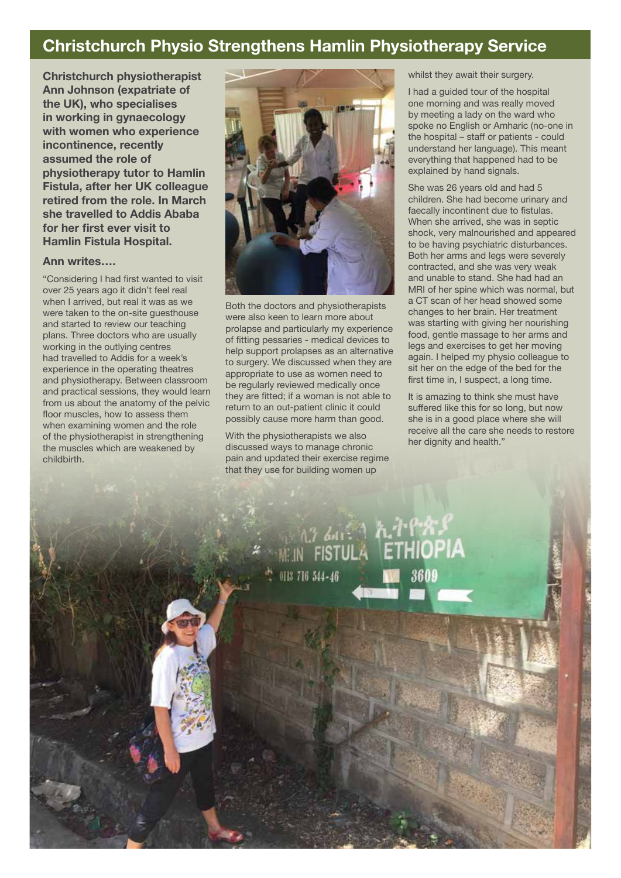# Christchurch Physio Strengthens Hamlin Physiotherapy Service

**Christchurch physiotherapist Ann Johnson (expatriate of the UK), who specialises in working in gynaecology with women who experience incontinence, recently assumed the role of physiotherapy tutor to Hamlin Fistula, after her UK colleague retired from the role. In March she travelled to Addis Ababa for her first ever visit to Hamlin Fistula Hospital.**

### Ann writes….

"Considering I had first wanted to visit over 25 years ago it didn't feel real when I arrived, but real it was as we were taken to the on-site guesthouse and started to review our teaching plans. Three doctors who are usually working in the outlying centres had travelled to Addis for a week's experience in the operating theatres and physiotherapy. Between classroom and practical sessions, they would learn from us about the anatomy of the pelvic floor muscles, how to assess them when examining women and the role of the physiotherapist in strengthening the muscles which are weakened by childbirth.

Both the doctors and physiotherapists were also keen to learn more about prolapse and particularly my experience of fitting pessaries - medical devices to help support prolapses as an alternative to surgery. We discussed when they are appropriate to use as women need to be regularly reviewed medically once they are fitted; if a woman is not able to return to an out-patient clinic it could possibly cause more harm than good.

With the physiotherapists we also discussed ways to manage chronic pain and updated their exercise regime that they use for building women up whilst they await their surgery.

I had a guided tour of the hospital one morning and was really moved by meeting a lady on the ward who spoke no English or Amharic (no-one in the hospital – staff or patients - could understand her language). This meant everything that happened had to be explained by hand signals.

She was 26 years old and had 5 children. She had become urinary and faecally incontinent due to fistulas. When she arrived, she was in septic shock, very malnourished and appeared to be having psychiatric disturbances. Both her arms and legs were severely contracted, and she was very weak and unable to stand. She had had an MRI of her spine which was normal, but a CT scan of her head showed some changes to her brain. Her treatment was starting with giving her nourishing food, gentle massage to her arms and legs and exercises to get her moving again. I helped my physio colleague to sit her on the edge of the bed for the first time in, I suspect, a long time.

It is amazing to think she must have suffered like this for so long, but now she is in a good place where she will receive all the care she needs to restore her dignity and health."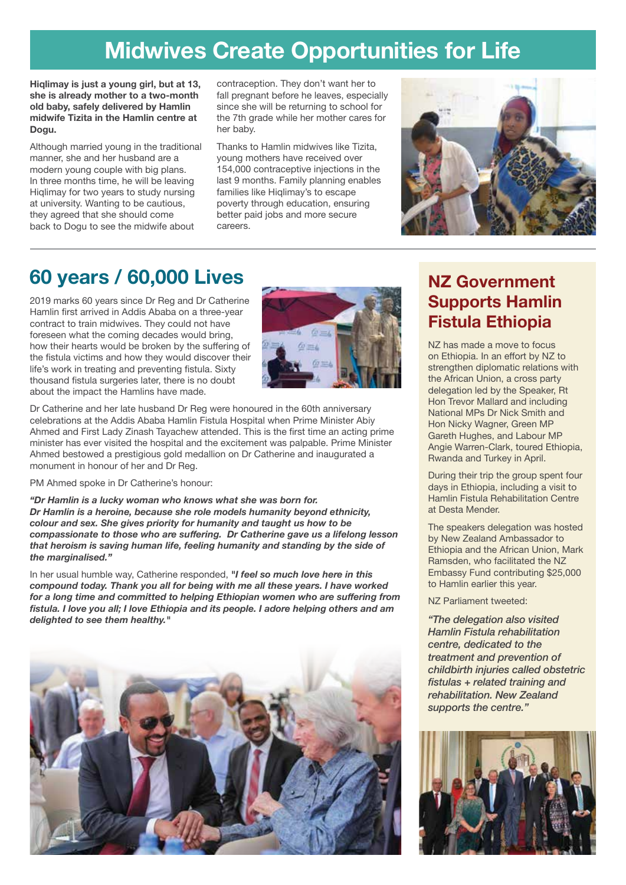# Midwives Create Opportunities for Life

**Hiqlimay is just a young girl, but at 13, she is already mother to a two-month old baby, safely delivered by Hamlin midwife Tizita in the Hamlin centre at Dogu.**

Although married young in the traditional manner, she and her husband are a modern young couple with big plans. In three months time, he will be leaving Hiqlimay for two years to study nursing at university. Wanting to be cautious, they agreed that she should come back to Dogu to see the midwife about contraception. They don't want her to fall pregnant before he leaves, especially since she will be returning to school for the 7th grade while her mother cares for her baby.

Thanks to Hamlin midwives like Tizita, young mothers have received over 154,000 contraceptive injections in the last 9 months. Family planning enables families like Hiqlimay's to escape poverty through education, ensuring better paid jobs and more secure careers.

## 60 years / 60,000 Lives

2019 marks 60 years since Dr Reg and Dr Catherine Hamlin first arrived in Addis Ababa on a three-year contract to train midwives. They could not have foreseen what the coming decades would bring, how their hearts would be broken by the suffering of the fistula victims and how they would discover their life's work in treating and preventing fistula. Sixty thousand fistula surgeries later, there is no doubt about the impact the Hamlins have made.

Dr Catherine and her late husband Dr Reg were honoured in the 60th anniversary celebrations at the Addis Ababa Hamlin Fistula Hospital when Prime Minister Abiy Ahmed and First Lady Zinash Tayachew attended. This is the first time an acting prime minister has ever visited the hospital and the excitement was palpable. Prime Minister Ahmed bestowed a prestigious gold medallion on Dr Catherine and inaugurated a monument in honour of her and Dr Reg.

PM Ahmed spoke in Dr Catherine's honour:

***"Dr Hamlin is a lucky woman who knows what she was born for. Dr Hamlin is a heroine, because she role models humanity beyond ethnicity, colour and sex. She gives priority for humanity and taught us how to be compassionate to those who are suffering. Dr Catherine gave us a lifelong lesson that heroism is saving human life, feeling humanity and standing by the side of the marginalised."***

In her usual humble way, Catherine responded, ***"I feel so much love here in this compound today. Thank you all for being with me all these years. I have worked for a long time and committed to helping Ethiopian women who are suffering from fistula. I love you all; I love Ethiopia and its people. I adore helping others and am delighted to see them healthy."***

## NZ Government Supports Hamlin Fistula Ethiopia

NZ has made a move to focus on Ethiopia. In an effort by NZ to strengthen diplomatic relations with the African Union, a cross party delegation led by the Speaker, Rt Hon Trevor Mallard and including National MPs Dr Nick Smith and Hon Nicky Wagner, Green MP Gareth Hughes, and Labour MP Angie Warren-Clark, toured Ethiopia, Rwanda and Turkey in April.

During their trip the group spent four days in Ethiopia, including a visit to Hamlin Fistula Rehabilitation Centre at Desta Mender.

The speakers delegation was hosted by New Zealand Ambassador to Ethiopia and the African Union, Mark Ramsden, who facilitated the NZ Embassy Fund contributing $25,000 to Hamlin earlier this year.

NZ Parliament tweeted:

*"The delegation also visited Hamlin Fistula rehabilitation centre, dedicated to the treatment and prevention of childbirth injuries called obstetric fistulas + related training and rehabilitation. New Zealand supports the centre."*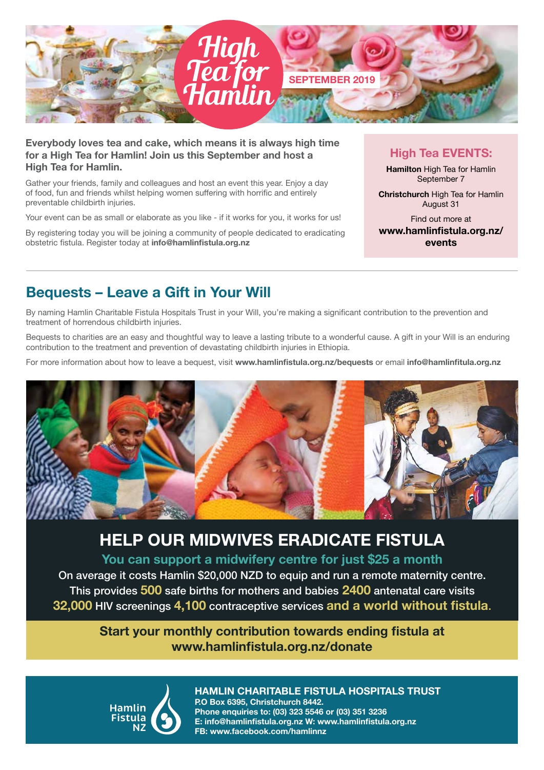# High Tea for Hamlin

**SEPTEMBER 2019**

**Everybody loves tea and cake, which means it is always high time for a High Tea for Hamlin! Join us this September and host a High Tea for Hamlin.**

Gather your friends, family and colleagues and host an event this year. Enjoy a day of food, fun and friends whilst helping women suffering with horrific and entirely preventable childbirth injuries.

Your event can be as small or elaborate as you like - if it works for you, it works for us!

By registering today you will be joining a community of people dedicated to eradicating obstetric fistula. Register today at **info@hamlinfistula.org.nz**

### High Tea EVENTS:

**Hamilton** High Tea for Hamlin
September 7

**Christchurch** High Tea for Hamlin
August 31

Find out more at
**www.hamlinfistula.org.nz/events**

## Bequests – Leave a Gift in Your Will

By naming Hamlin Charitable Fistula Hospitals Trust in your Will, you're making a significant contribution to the prevention and treatment of horrendous childbirth injuries.

Bequests to charities are an easy and thoughtful way to leave a lasting tribute to a wonderful cause. A gift in your Will is an enduring contribution to the treatment and prevention of devastating childbirth injuries in Ethiopia.

For more information about how to leave a bequest, visit **www.hamlinfistula.org.nz/bequests** or email **info@hamlinfitula.org.nz**

## HELP OUR MIDWIVES ERADICATE FISTULA

**You can support a midwifery centre for just $25 a month**

On average it costs Hamlin $20,000 NZD to equip and run a remote maternity centre. This provides **500** safe births for mothers and babies **2400** antenatal care visits **32,000** HIV screenings **4,100** contraceptive services **and a world without fistula.**

**Start your monthly contribution towards ending fistula at www.hamlinfistula.org.nz/donate**

Hamlin Fistula NZ

**HAMLIN CHARITABLE FISTULA HOSPITALS TRUST**
**P.O Box 6395, Christchurch 8442.**
**Phone enquiries to: (03) 323 5546 or (03) 351 3236**
**E: info@hamlinfistula.org.nz W: www.hamlinfistula.org.nz**
**FB: www.facebook.com/hamlinnz**